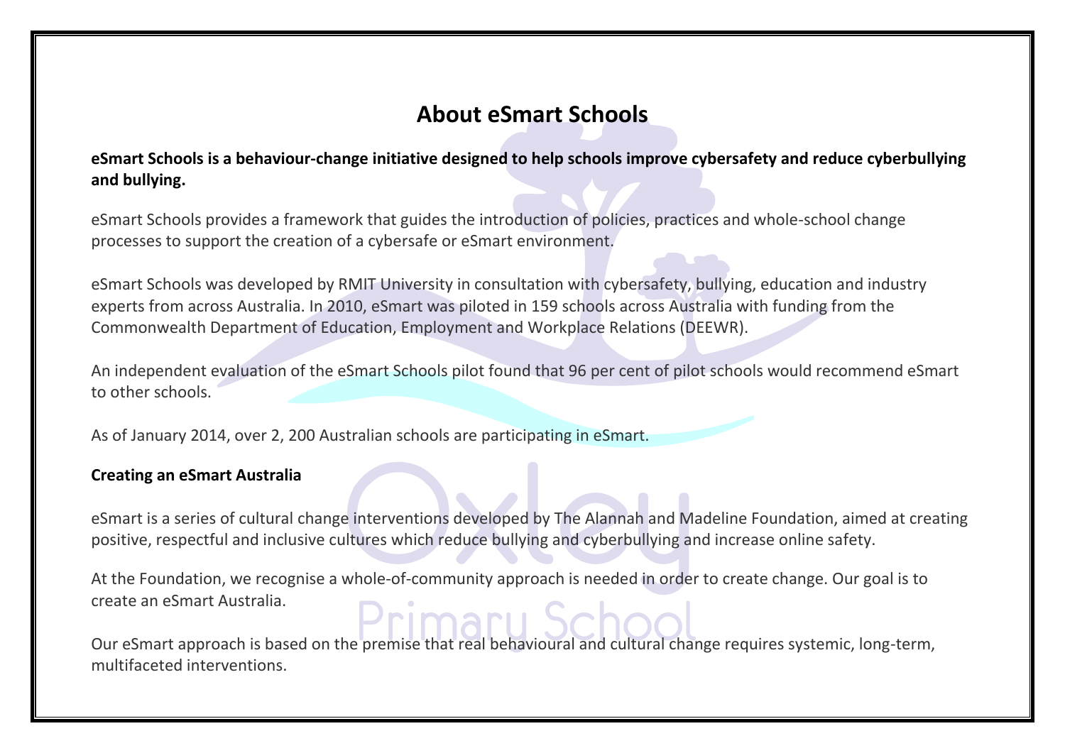# About eSmart Schools

**eSmart Schools is a behaviour-change initiative designed to help schools improve cybersafety and reduce cyberbullying and bullying.**

eSmart Schools provides a framework that guides the introduction of policies, practices and whole-school change processes to support the creation of a cybersafe or eSmart environment.

eSmart Schools was developed by RMIT University in consultation with cybersafety, bullying, education and industry experts from across Australia. In 2010, eSmart was piloted in 159 schools across Australia with funding from the Commonwealth Department of Education, Employment and Workplace Relations (DEEWR).

An independent evaluation of the eSmart Schools pilot found that 96 per cent of pilot schools would recommend eSmart to other schools.

As of January 2014, over 2, 200 Australian schools are participating in eSmart.

**Creating an eSmart Australia**

eSmart is a series of cultural change interventions developed by The Alannah and Madeline Foundation, aimed at creating positive, respectful and inclusive cultures which reduce bullying and cyberbullying and increase online safety.

At the Foundation, we recognise a whole-of-community approach is needed in order to create change. Our goal is to create an eSmart Australia.

Our eSmart approach is based on the premise that real behavioural and cultural change requires systemic, long-term, multifaceted interventions.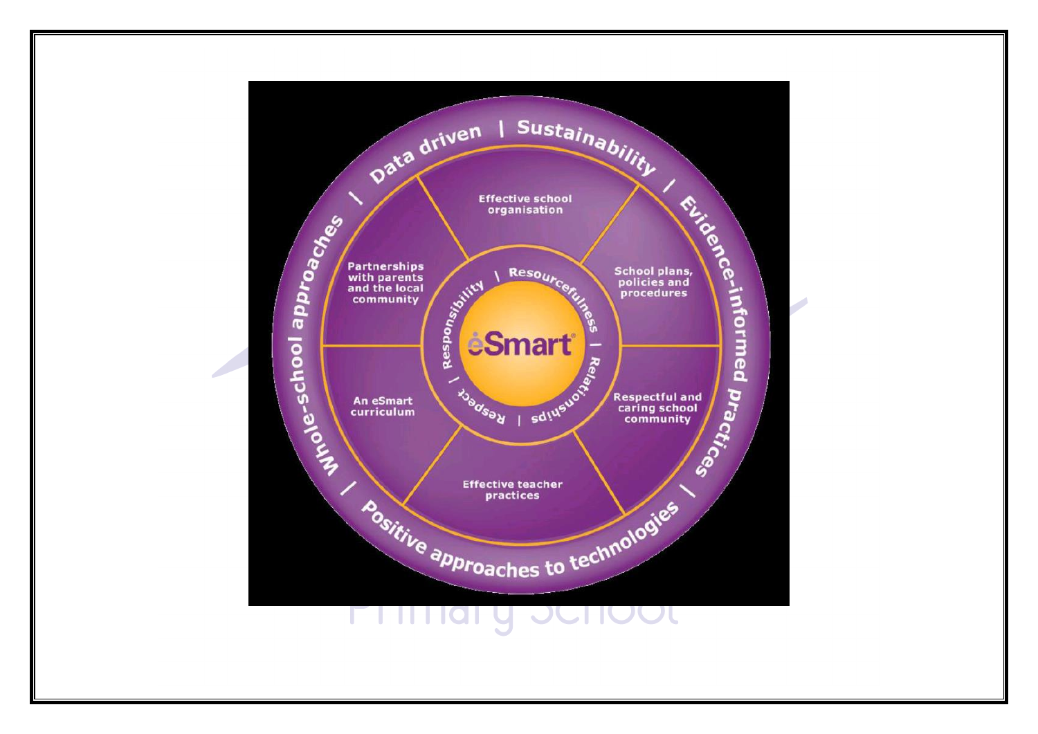Data driven | Sustainability | Evidence-informed practices | Positive approaches to technologies | Whole-school approaches

Effective school organisation

School plans, policies and procedures

Respectful and caring school community

Effective teacher practices

An eSmart curriculum

Partnerships with parents and the local community

Resourcefulness | Relationships | Respect | Responsibility

eSmart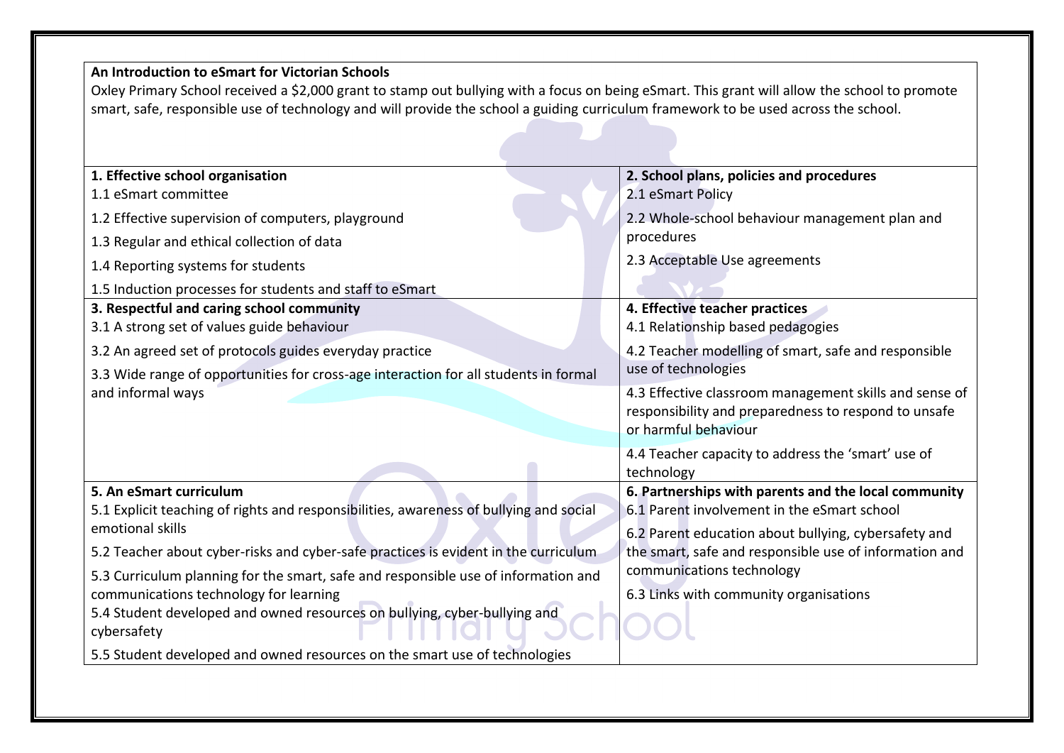**An Introduction to eSmart for Victorian Schools**

Oxley Primary School received a $2,000 grant to stamp out bullying with a focus on being eSmart. This grant will allow the school to promote smart, safe, responsible use of technology and will provide the school a guiding curriculum framework to be used across the school.

| | |
|---|---|
| **1. Effective school organisation**<br>1.1 eSmart committee<br>1.2 Effective supervision of computers, playground<br>1.3 Regular and ethical collection of data<br>1.4 Reporting systems for students<br>1.5 Induction processes for students and staff to eSmart | **2. School plans, policies and procedures**<br>2.1 eSmart Policy<br>2.2 Whole-school behaviour management plan and procedures<br>2.3 Acceptable Use agreements |
| **3. Respectful and caring school community**<br>3.1 A strong set of values guide behaviour<br>3.2 An agreed set of protocols guides everyday practice<br>3.3 Wide range of opportunities for cross-age interaction for all students in formal and informal ways | **4. Effective teacher practices**<br>4.1 Relationship based pedagogies<br>4.2 Teacher modelling of smart, safe and responsible use of technologies<br>4.3 Effective classroom management skills and sense of responsibility and preparedness to respond to unsafe or harmful behaviour<br>4.4 Teacher capacity to address the 'smart' use of technology |
| **5. An eSmart curriculum**<br>5.1 Explicit teaching of rights and responsibilities, awareness of bullying and social emotional skills<br>5.2 Teacher about cyber-risks and cyber-safe practices is evident in the curriculum<br>5.3 Curriculum planning for the smart, safe and responsible use of information and communications technology for learning<br>5.4 Student developed and owned resources on bullying, cyber-bullying and cybersafety<br>5.5 Student developed and owned resources on the smart use of technologies | **6. Partnerships with parents and the local community**<br>6.1 Parent involvement in the eSmart school<br>6.2 Parent education about bullying, cybersafety and the smart, safe and responsible use of information and communications technology<br>6.3 Links with community organisations |